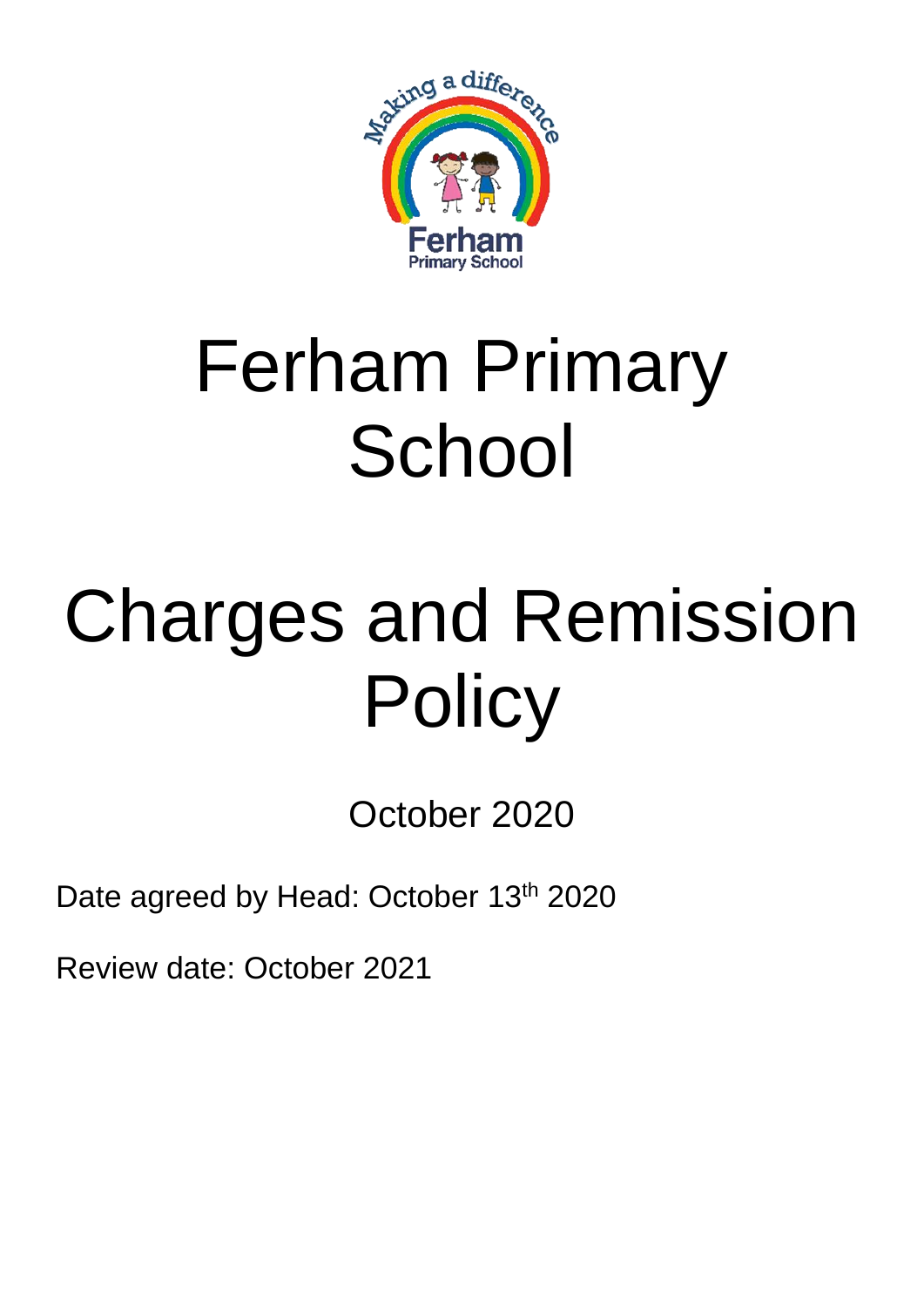# Ferham Primary School

# Charges and Remission Policy

October 2020

Date agreed by Head: October 13th 2020

Review date: October 2021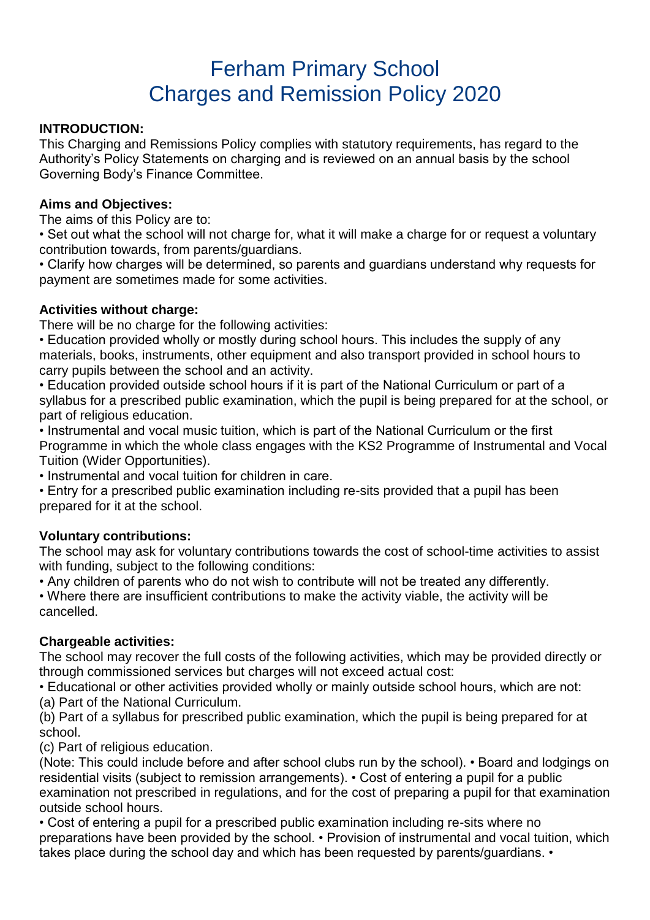# Ferham Primary School
# Charges and Remission Policy 2020

**INTRODUCTION:**
This Charging and Remissions Policy complies with statutory requirements, has regard to the Authority's Policy Statements on charging and is reviewed on an annual basis by the school Governing Body's Finance Committee.

**Aims and Objectives:**
The aims of this Policy are to:

- Set out what the school will not charge for, what it will make a charge for or request a voluntary contribution towards, from parents/guardians.
- Clarify how charges will be determined, so parents and guardians understand why requests for payment are sometimes made for some activities.

**Activities without charge:**
There will be no charge for the following activities:

- Education provided wholly or mostly during school hours. This includes the supply of any materials, books, instruments, other equipment and also transport provided in school hours to carry pupils between the school and an activity.
- Education provided outside school hours if it is part of the National Curriculum or part of a syllabus for a prescribed public examination, which the pupil is being prepared for at the school, or part of religious education.
- Instrumental and vocal music tuition, which is part of the National Curriculum or the first Programme in which the whole class engages with the KS2 Programme of Instrumental and Vocal Tuition (Wider Opportunities).
- Instrumental and vocal tuition for children in care.
- Entry for a prescribed public examination including re-sits provided that a pupil has been prepared for it at the school.

**Voluntary contributions:**
The school may ask for voluntary contributions towards the cost of school-time activities to assist with funding, subject to the following conditions:

- Any children of parents who do not wish to contribute will not be treated any differently.
- Where there are insufficient contributions to make the activity viable, the activity will be cancelled.

**Chargeable activities:**
The school may recover the full costs of the following activities, which may be provided directly or through commissioned services but charges will not exceed actual cost:

- Educational or other activities provided wholly or mainly outside school hours, which are not:
(a) Part of the National Curriculum.
(b) Part of a syllabus for prescribed public examination, which the pupil is being prepared for at school.
(c) Part of religious education.

(Note: This could include before and after school clubs run by the school). • Board and lodgings on residential visits (subject to remission arrangements). • Cost of entering a pupil for a public examination not prescribed in regulations, and for the cost of preparing a pupil for that examination outside school hours.

• Cost of entering a pupil for a prescribed public examination including re-sits where no preparations have been provided by the school. • Provision of instrumental and vocal tuition, which takes place during the school day and which has been requested by parents/guardians. •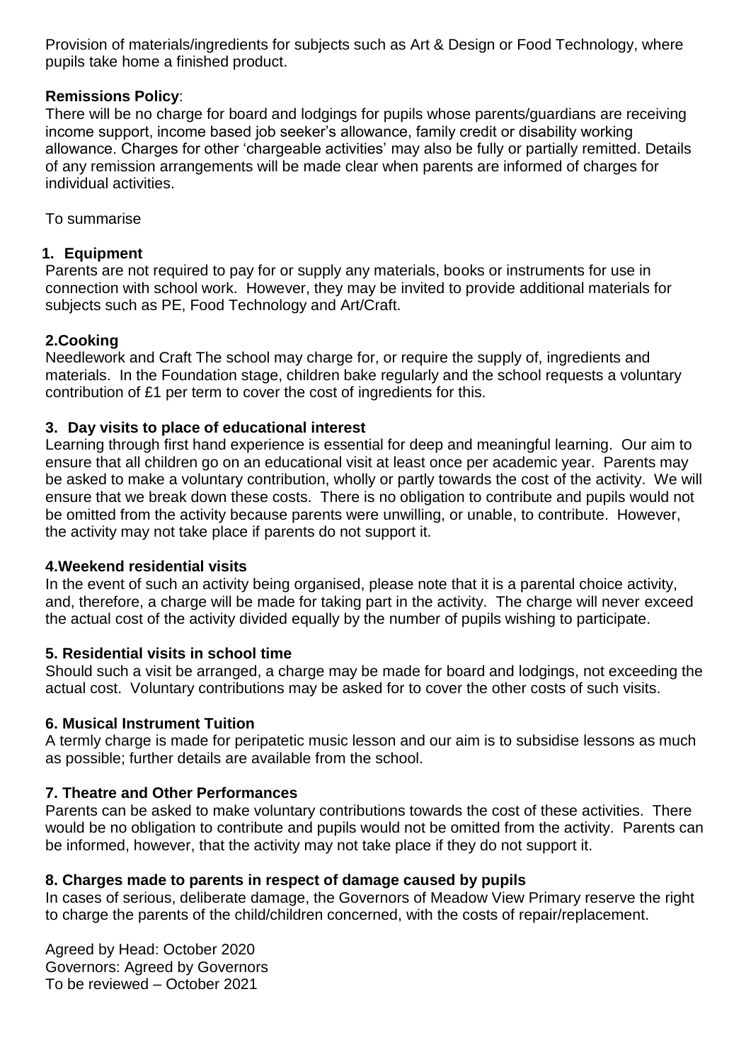Provision of materials/ingredients for subjects such as Art & Design or Food Technology, where pupils take home a finished product.

**Remissions Policy**:
There will be no charge for board and lodgings for pupils whose parents/guardians are receiving income support, income based job seeker's allowance, family credit or disability working allowance. Charges for other 'chargeable activities' may also be fully or partially remitted. Details of any remission arrangements will be made clear when parents are informed of charges for individual activities.

To summarise

1. **Equipment**

Parents are not required to pay for or supply any materials, books or instruments for use in connection with school work. However, they may be invited to provide additional materials for subjects such as PE, Food Technology and Art/Craft.

**2.Cooking**

Needlework and Craft The school may charge for, or require the supply of, ingredients and materials. In the Foundation stage, children bake regularly and the school requests a voluntary contribution of £1 per term to cover the cost of ingredients for this.

**3. Day visits to place of educational interest**

Learning through first hand experience is essential for deep and meaningful learning. Our aim to ensure that all children go on an educational visit at least once per academic year. Parents may be asked to make a voluntary contribution, wholly or partly towards the cost of the activity. We will ensure that we break down these costs. There is no obligation to contribute and pupils would not be omitted from the activity because parents were unwilling, or unable, to contribute. However, the activity may not take place if parents do not support it.

**4.Weekend residential visits**

In the event of such an activity being organised, please note that it is a parental choice activity, and, therefore, a charge will be made for taking part in the activity. The charge will never exceed the actual cost of the activity divided equally by the number of pupils wishing to participate.

**5. Residential visits in school time**

Should such a visit be arranged, a charge may be made for board and lodgings, not exceeding the actual cost. Voluntary contributions may be asked for to cover the other costs of such visits.

**6. Musical Instrument Tuition**

A termly charge is made for peripatetic music lesson and our aim is to subsidise lessons as much as possible; further details are available from the school.

**7. Theatre and Other Performances**

Parents can be asked to make voluntary contributions towards the cost of these activities. There would be no obligation to contribute and pupils would not be omitted from the activity. Parents can be informed, however, that the activity may not take place if they do not support it.

**8. Charges made to parents in respect of damage caused by pupils**

In cases of serious, deliberate damage, the Governors of Meadow View Primary reserve the right to charge the parents of the child/children concerned, with the costs of repair/replacement.

Agreed by Head: October 2020
Governors: Agreed by Governors
To be reviewed – October 2021